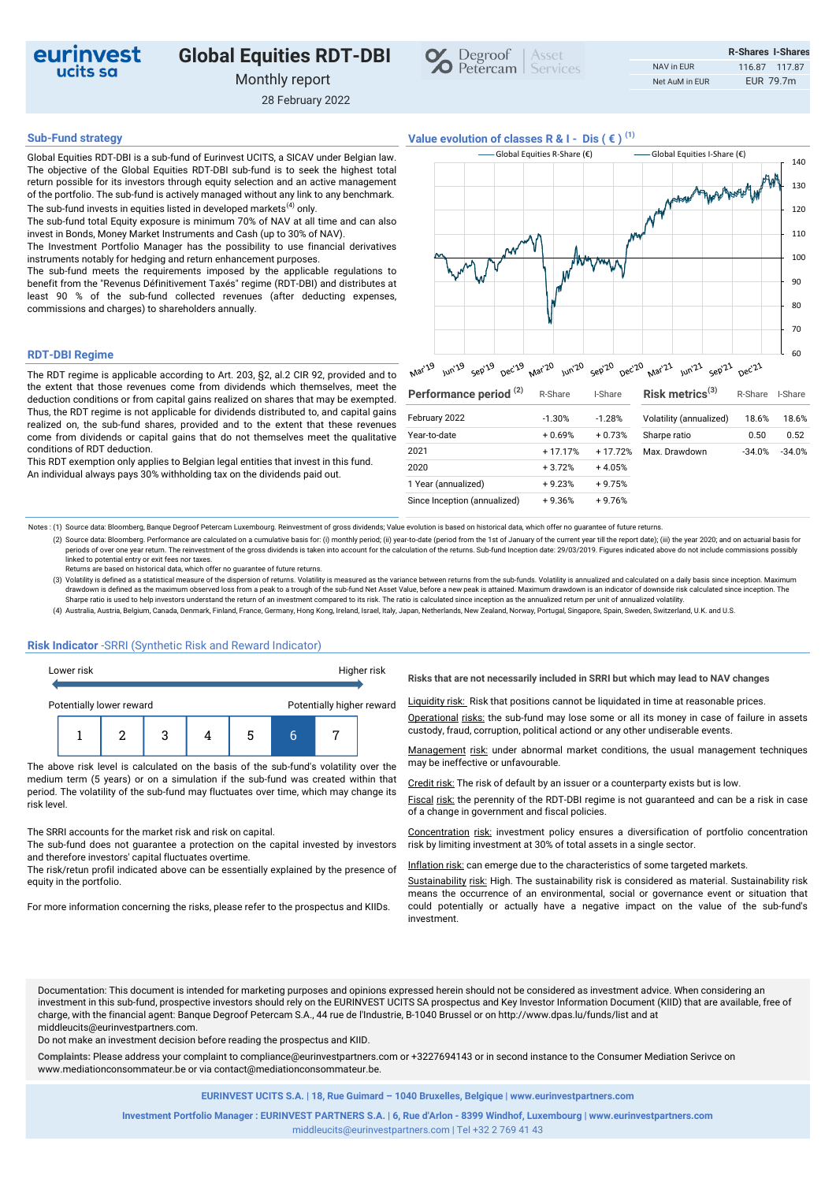# Global Equities RDT-DBI

eurinvest ucits sa

Monthly report

28 February 2022

Degroof Petercam | Asset Services

| | R-Shares | I-Shares |
|---|---|---|
| NAV in EUR | 116.87 | 117.87 |
| Net AuM in EUR | EUR 79.7m | |

## Sub-Fund strategy

Global Equities RDT-DBI is a sub-fund of Eurinvest UCITS, a SICAV under Belgian law. The objective of the Global Equities RDT-DBI sub-fund is to seek the highest total return possible for its investors through equity selection and an active management of the portfolio. The sub-fund is actively managed without any link to any benchmark.

The sub-fund invests in equities listed in developed markets[4] only.

The sub-fund total Equity exposure is minimum 70% of NAV at all time and can also invest in Bonds, Money Market Instruments and Cash (up to 30% of NAV).

The Investment Portfolio Manager has the possibility to use financial derivatives instruments notably for hedging and return enhancement purposes.

The sub-fund meets the requirements imposed by the applicable regulations to benefit from the "Revenus Définitivement Taxés" regime (RDT-DBI) and distributes at least 90 % of the sub-fund collected revenues (after deducting expenses, commissions and charges) to shareholders annually.

## RDT-DBI Regime

The RDT regime is applicable according to Art. 203, §2, al.2 CIR 92, provided and to the extent that those revenues come from dividends which themselves, meet the deduction conditions or from capital gains realized on shares that may be exempted. Thus, the RDT regime is not applicable for dividends distributed to, and capital gains realized on, the sub-fund shares, provided and to the extent that these revenues come from dividends or capital gains that do not themselves meet the qualitative conditions of RDT deduction.

This RDT exemption only applies to Belgian legal entities that invest in this fund.

An individual always pays 30% withholding tax on the dividends paid out.

## Value evolution of classes R & I - Dis ( € ) [1]

Global Equities R-Share (€) — Global Equities I-Share (€)

(Chart: y-axis 60 to 140; x-axis Mar'19, Jun'19, Sep'19, Dec'19, Mar'20, Jun'20, Sep'20, Dec'20, Mar'21, Jun'21, Sep'21, Dec'21)

| Performance period [2] | R-Share | I-Share |
|---|---|---|
| February 2022 | -1.30% | -1.28% |
| Year-to-date | + 0.69% | + 0.73% |
| 2021 | + 17.17% | + 17.72% |
| 2020 | + 3.72% | + 4.05% |
| 1 Year (annualized) | + 9.23% | + 9.75% |
| Since Inception (annualized) | + 9.36% | + 9.76% |

| Risk metrics[3] | R-Share | I-Share |
|---|---|---|
| Volatility (annualized) | 18.6% | 18.6% |
| Sharpe ratio | 0.50 | 0.52 |
| Max. Drawdown | -34.0% | -34.0% |

Notes : (1) Source data: Bloomberg, Banque Degroof Petercam Luxembourg. Reinvestment of gross dividends; Value evolution is based on historical data, which offer no guarantee of future returns.

(2) Source data: Bloomberg. Performance are calculated on a cumulative basis for: (i) monthly period; (ii) year-to-date (period from the 1st of January of the current year till the report date); (iii) the year 2020; and on actuarial basis for periods of over one year return. The reinvestment of the gross dividends is taken into account for the calculation of the returns. Sub-fund Inception date: 29/03/2019. Figures indicated above do not include commissions possibly linked to potential entry or exit fees nor taxes.

Returns are based on historical data, which offer no guarantee of future returns.

(3) Volatility is defined as a statistical measure of the dispersion of returns. Volatility is measured as the variance between returns from the sub-funds. Volatility is annualized and calculated on a daily basis since inception. Maximum drawdown is defined as the maximum observed loss from a peak to a trough of the sub-fund Net Asset Value, before a new peak is attained. Maximum drawdown is an indicator of downside risk calculated since inception. The Sharpe ratio is used to help investors understand the return of an investment compared to its risk. The ratio is calculated since inception as the annualized return per unit of annualized volatility.

(4) Australia, Austria, Belgium, Canada, Denmark, Finland, France, Germany, Hong Kong, Ireland, Israel, Italy, Japan, Netherlands, New Zealand, Norway, Portugal, Singapore, Spain, Sweden, Switzerland, U.K. and U.S.

## Risk Indicator -SRRI (Synthetic Risk and Reward Indicator)

Lower risk — Higher risk

Potentially lower reward — Potentially higher reward

| 1 | 2 | 3 | 4 | 5 | **6** | 7 |
|---|---|---|---|---|---|---|

The above risk level is calculated on the basis of the sub-fund's volatility over the medium term (5 years) or on a simulation if the sub-fund was created within that period. The volatility of the sub-fund may fluctuates over time, which may change its risk level.

The SRRI accounts for the market risk and risk on capital.

The sub-fund does not guarantee a protection on the capital invested by investors and therefore investors' capital fluctuates overtime.

The risk/retun profil indicated above can be essentially explained by the presence of equity in the portfolio.

For more information concerning the risks, please refer to the prospectus and KIIDs.

**Risks that are not necessarily included in SRRI but which may lead to NAV changes**

Liquidity risk: Risk that positions cannot be liquidated in time at reasonable prices.

Operational risks: the sub-fund may lose some or all its money in case of failure in assets custody, fraud, corruption, political actiond or any other undesirable events.

Management risk: under abnormal market conditions, the usual management techniques may be ineffective or unfavourable.

Credit risk: The risk of default by an issuer or a counterparty exists but is low.

Fiscal risk: the perennity of the RDT-DBI regime is not guaranteed and can be a risk in case of a change in government and fiscal policies.

Concentration risk: investment policy ensures a diversification of portfolio concentration risk by limiting investment at 30% of total assets in a single sector.

Inflation risk: can emerge due to the characteristics of some targeted markets.

Sustainability risk: High. The sustainability risk is considered as material. Sustainability risk means the occurrence of an environmental, social or governance event or situation that could potentially or actually have a negative impact on the value of the sub-fund's investment.

Documentation: This document is intended for marketing purposes and opinions expressed herein should not be considered as investment advice. When considering an investment in this sub-fund, prospective investors should rely on the EURINVEST UCITS SA prospectus and Key Investor Information Document (KIID) that are available, free of charge, with the financial agent: Banque Degroof Petercam S.A., 44 rue de l'Industrie, B-1040 Brussel or on http://www.dpas.lu/funds/list and at middleucits@eurinvestpartners.com.

Do not make an investment decision before reading the prospectus and KIID.

**Complaints:** Please address your complaint to compliance@eurinvestpartners.com or +3227694143 or in second instance to the Consumer Mediation Serivce on www.mediationconsommateur.be or via contact@mediationconsommateur.be.

**EURINVEST UCITS S.A. | 18, Rue Guimard – 1040 Bruxelles, Belgique | www.eurinvestpartners.com**

**Investment Portfolio Manager : EURINVEST PARTNERS S.A. | 6, Rue d'Arlon - 8399 Windhof, Luxembourg | www.eurinvestpartners.com**

middleucits@eurinvestpartners.com | Tel +32 2 769 41 43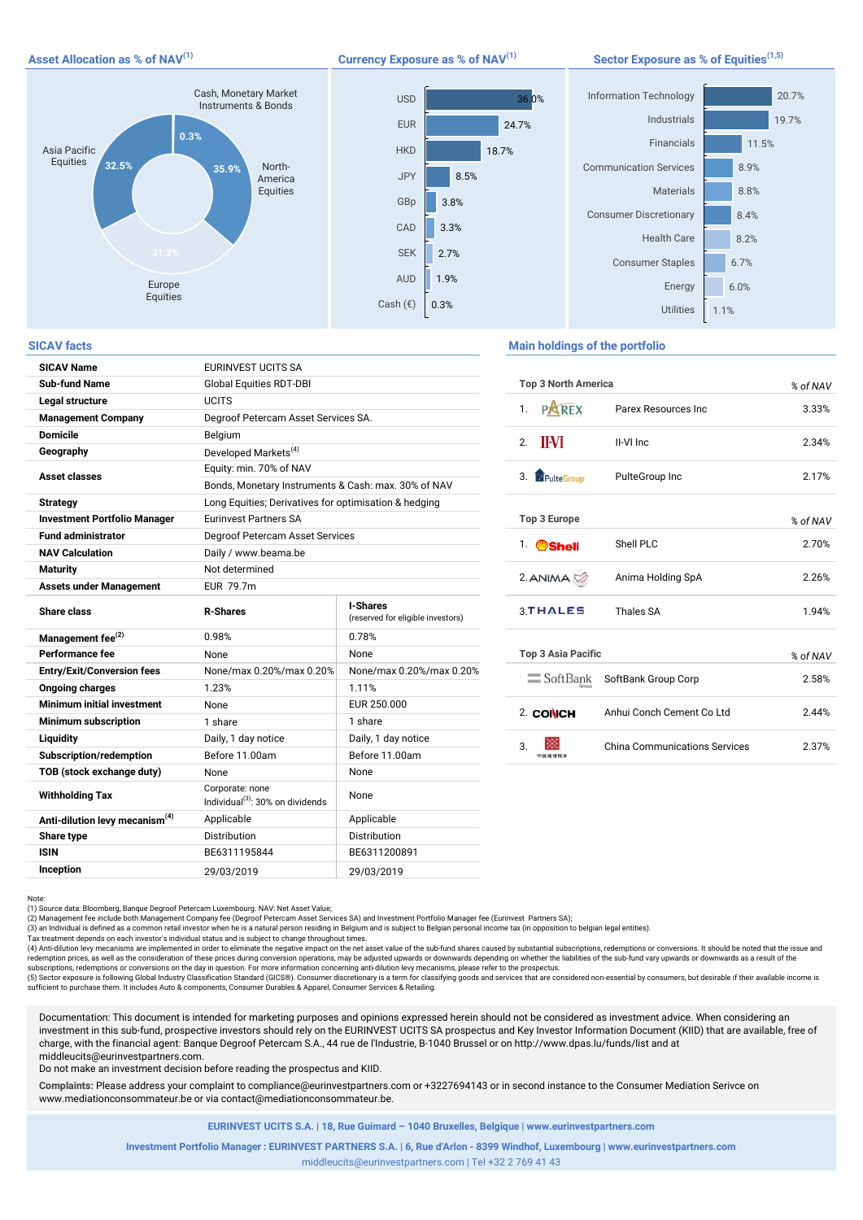## Asset Allocation as % of NAV[1]

Cash, Monetary Market Instruments & Bonds
0.3%
Asia Pacific Equities
32.5%
35.9%
North-America Equities
31.2%
Europe Equities

## Currency Exposure as % of NAV[1]

USD 36.0%
EUR 24.7%
HKD 18.7%
JPY 8.5%
GBp 3.8%
CAD 3.3%
SEK 2.7%
AUD 1.9%
Cash (€) 0.3%

## Sector Exposure as % of Equities[1,5]

Information Technology 20.7%
Industrials 19.7%
Financials 11.5%
Communication Services 8.9%
Materials 8.8%
Consumer Discretionary 8.4%
Health Care 8.2%
Consumer Staples 6.7%
Energy 6.0%
Utilities 1.1%

## SICAV facts

| | | |
|---|---|---|
| **SICAV Name** | EURINVEST UCITS SA | |
| **Sub-fund Name** | Global Equities RDT-DBI | |
| **Legal structure** | UCITS | |
| **Management Company** | Degroof Petercam Asset Services SA. | |
| **Domicile** | Belgium | |
| **Geography** | Developed Markets[4] | |
| **Asset classes** | Equity: min. 70% of NAV | |
| | Bonds, Monetary Instruments & Cash: max. 30% of NAV | |
| **Strategy** | Long Equities; Derivatives for optimisation & hedging | |
| **Investment Portfolio Manager** | Eurinvest Partners SA | |
| **Fund administrator** | Degroof Petercam Asset Services | |
| **NAV Calculation** | Daily / www.beama.be | |
| **Maturity** | Not determined | |
| **Assets under Management** | EUR 79.7m | |
| **Share class** | **R-Shares** | **I-Shares** (reserved for eligible investors) |
| **Management fee[2]** | 0.98% | 0.78% |
| **Performance fee** | None | None |
| **Entry/Exit/Conversion fees** | None/max 0.20%/max 0.20% | None/max 0.20%/max 0.20% |
| **Ongoing charges** | 1.23% | 1.11% |
| **Minimum initial investment** | None | EUR 250.000 |
| **Minimum subscription** | 1 share | 1 share |
| **Liquidity** | Daily, 1 day notice | Daily, 1 day notice |
| **Subscription/redemption** | Before 11.00am | Before 11.00am |
| **TOB (stock exchange duty)** | None | None |
| **Withholding Tax** | Corporate: none<br>Individual[3]: 30% on dividends | None |
| **Anti-dilution levy mecanism[4]** | Applicable | Applicable |
| **Share type** | Distribution | Distribution |
| **ISIN** | BE6311195844 | BE6311200891 |
| **Inception** | 29/03/2019 | 29/03/2019 |

## Main holdings of the portfolio

| **Top 3 North America** | | % of NAV |
|---|---|---|
| 1. | Parex Resources Inc | 3.33% |
| 2. | II-VI Inc | 2.34% |
| 3. | PulteGroup Inc | 2.17% |

| **Top 3 Europe** | | % of NAV |
|---|---|---|
| 1. | Shell PLC | 2.70% |
| 2. | Anima Holding SpA | 2.26% |
| 3. | Thales SA | 1.94% |

| **Top 3 Asia Pacific** | | % of NAV |
|---|---|---|
| 1. | SoftBank Group Corp | 2.58% |
| 2. | Anhui Conch Cement Co Ltd | 2.44% |
| 3. | China Communications Services | 2.37% |

Note:
(1) Source data: Bloomberg, Banque Degroof Petercam Luxembourg. NAV: Net Asset Value;
(2) Management fee include both Management Company fee (Degroof Petercam Asset Services SA) and Investment Portfolio Manager fee (Eurinvest Partners SA);
(3) an Individual is defined as a common retail investor when he is a natural person residing in Belgium and is subject to Belgian personal income tax (in opposition to belgian legal entities).
Tax treatment depends on each investor's individual status and is subject to change throughout times.
(4) Anti-dilution levy mecanisms are implemented in order to eliminate the negative impact on the net asset value of the sub-fund shares caused by substantial subscriptions, redemptions or conversions. It should be noted that the issue and redemption prices, as well as the consideration of these prices during conversion operations, may be adjusted upwards or downwards depending on whether the liabilities of the sub-fund vary upwards or downwards as a result of the subscriptions, redemptions or conversions on the day in question. For more information concerning anti-dilution levy mecanisms, please refer to the prospectus.
(5) Sector exposure is following Global Industry Classification Standard (GICS®). Consumer discretionary is a term for classifying goods and services that are considered non-essential by consumers, but desirable if their available income is sufficient to purchase them. It includes Auto & components, Consumer Durables & Apparel, Consumer Services & Retailing.

Documentation: This document is intended for marketing purposes and opinions expressed herein should not be considered as investment advice. When considering an investment in this sub-fund, prospective investors should rely on the EURINVEST UCITS SA prospectus and Key Investor Information Document (KIID) that are available, free of charge, with the financial agent: Banque Degroof Petercam S.A., 44 rue de l'Industrie, B-1040 Brussel or on http://www.dpas.lu/funds/list and at middleucits@eurinvestpartners.com.
Do not make an investment decision before reading the prospectus and KIID.

**Complaints:** Please address your complaint to compliance@eurinvestpartners.com or +3227694143 or in second instance to the Consumer Mediation Serivce on www.mediationconsommateur.be or via contact@mediationconsommateur.be.

**EURINVEST UCITS S.A. | 18, Rue Guimard – 1040 Bruxelles, Belgique | www.eurinvestpartners.com**

**Investment Portfolio Manager : EURINVEST PARTNERS S.A. | 6, Rue d'Arlon - 8399 Windhof, Luxembourg | www.eurinvestpartners.com**

middleucits@eurinvestpartners.com | Tel +32 2 769 41 43